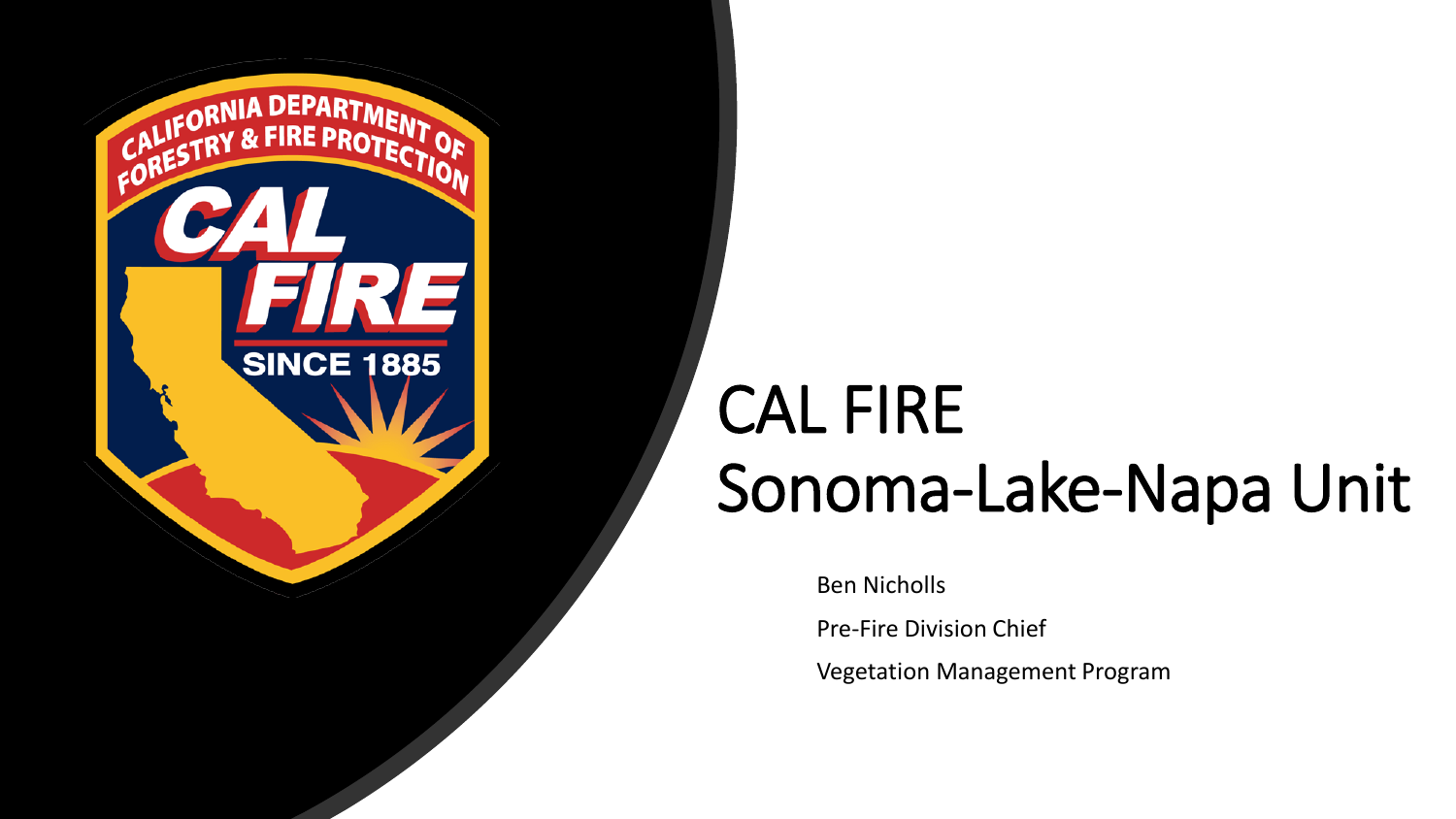# CAL FIRE Sonoma-Lake-Napa Unit

Ben Nicholls

Pre-Fire Division Chief

Vegetation Management Program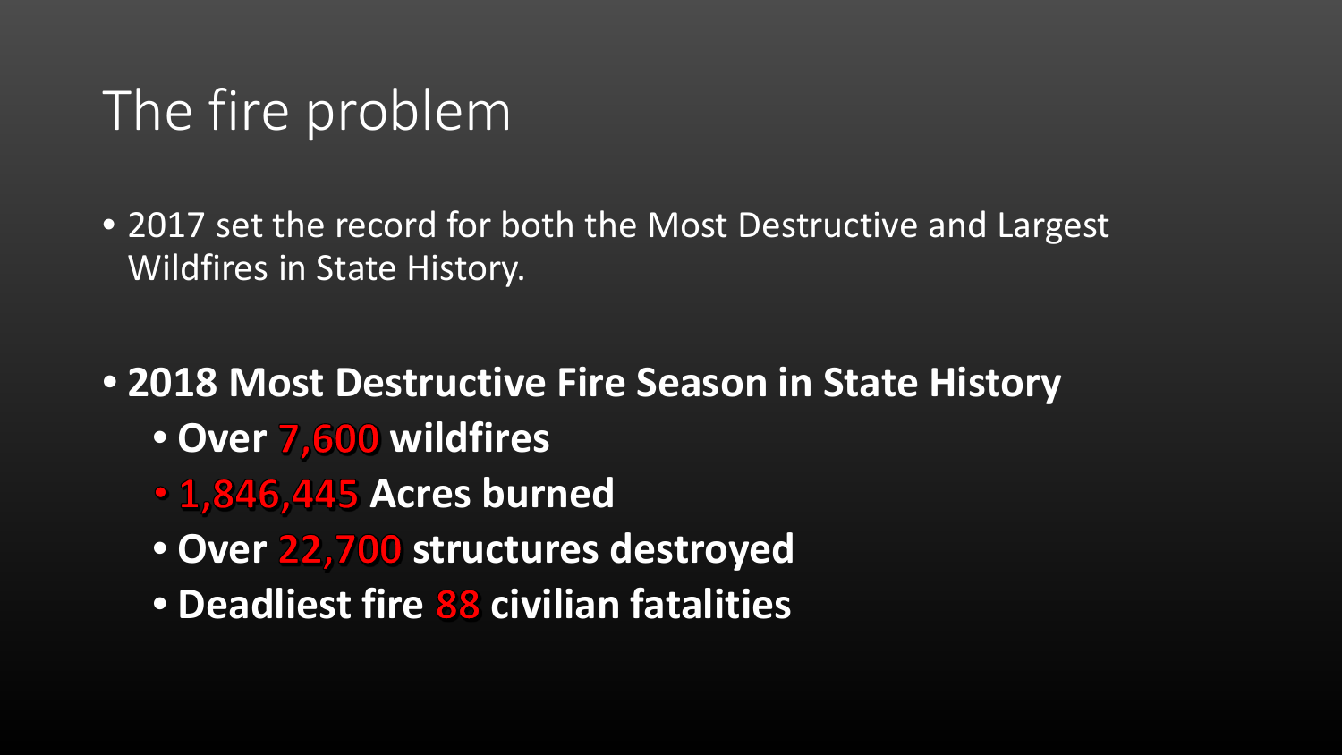# The fire problem

- 2017 set the record for both the Most Destructive and Largest Wildfires in State History.

- **2018 Most Destructive Fire Season in State History**
  - **Over 7,600 wildfires**
  - **1,846,445 Acres burned**
  - **Over 22,700 structures destroyed**
  - **Deadliest fire 88 civilian fatalities**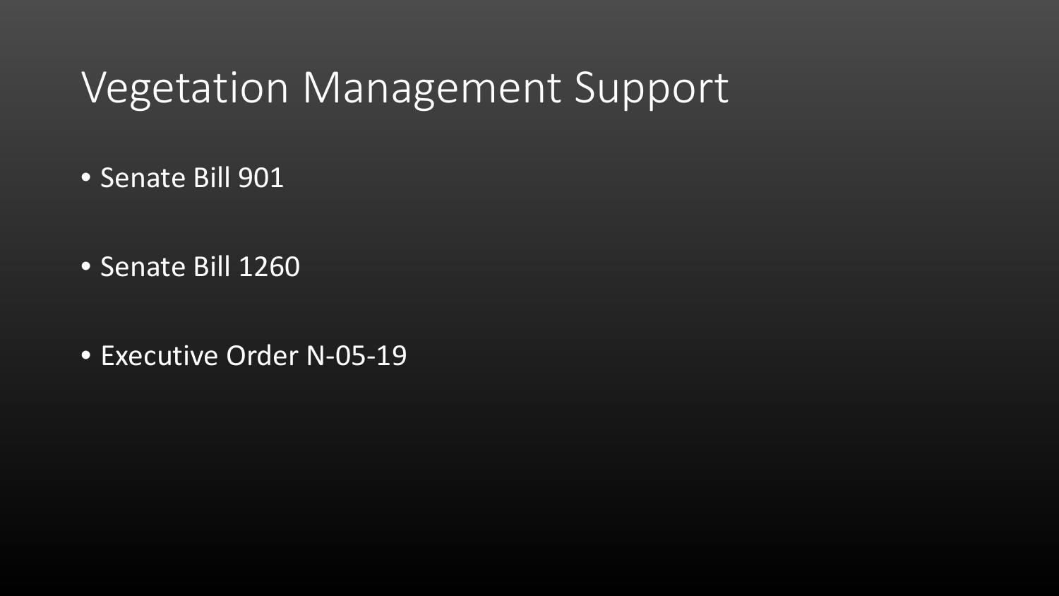# Vegetation Management Support

- Senate Bill 901
- Senate Bill 1260
- Executive Order N-05-19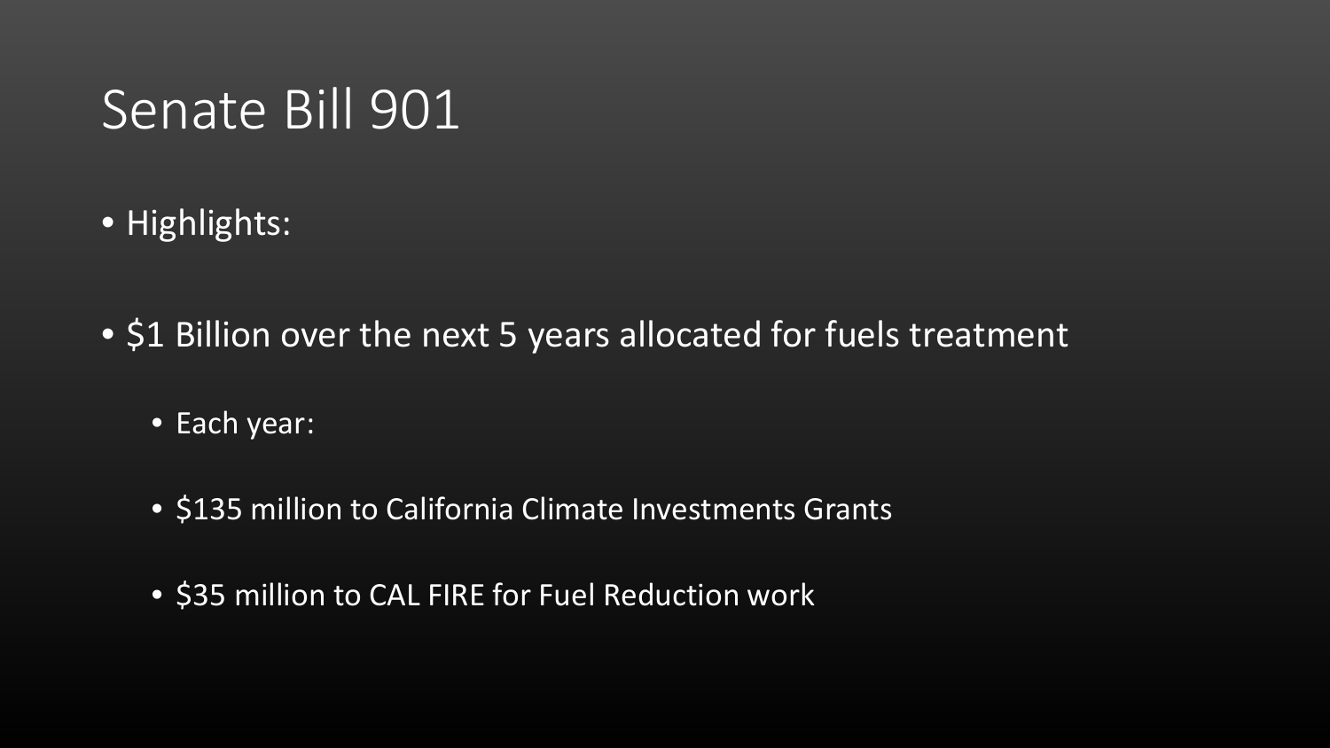# Senate Bill 901

- Highlights:
- $1 Billion over the next 5 years allocated for fuels treatment
  - Each year:
  - $135 million to California Climate Investments Grants
  - $35 million to CAL FIRE for Fuel Reduction work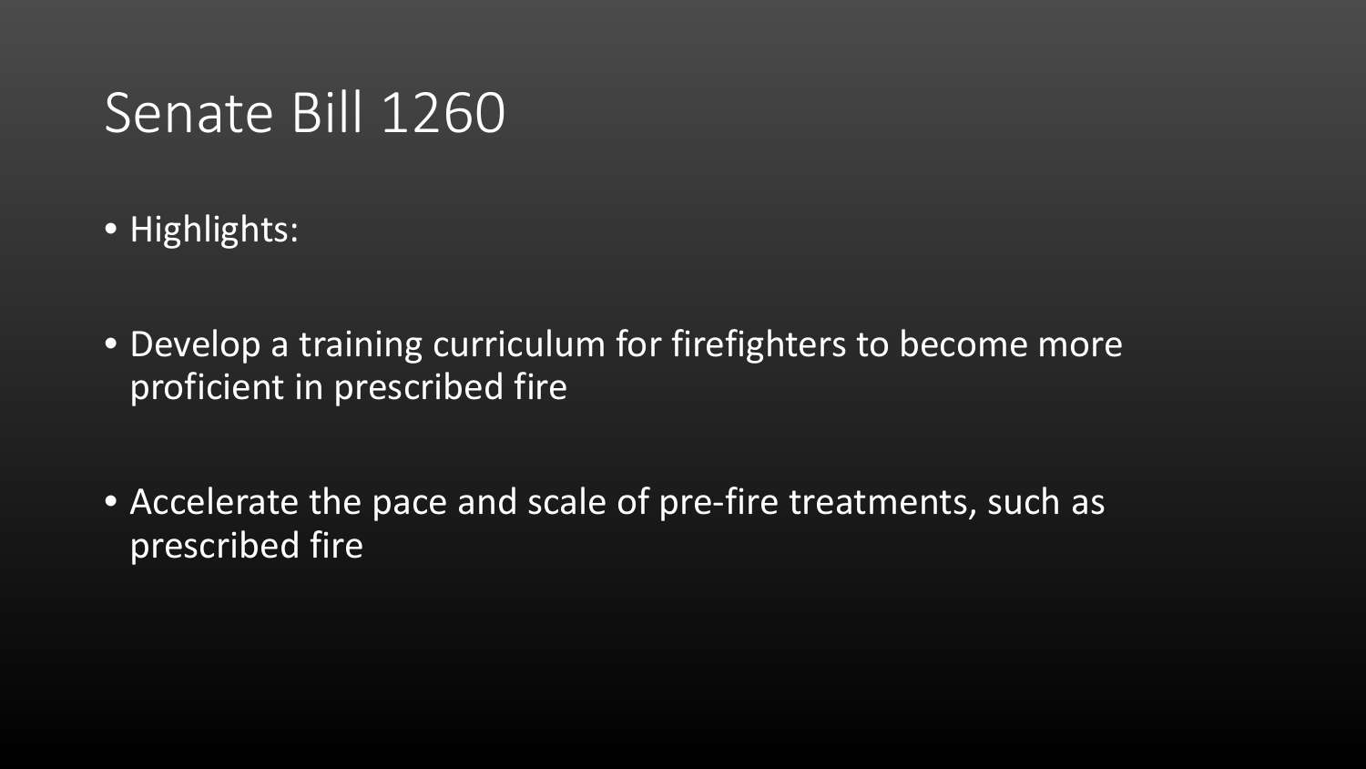# Senate Bill 1260

- Highlights:

- Develop a training curriculum for firefighters to become more proficient in prescribed fire

- Accelerate the pace and scale of pre-fire treatments, such as prescribed fire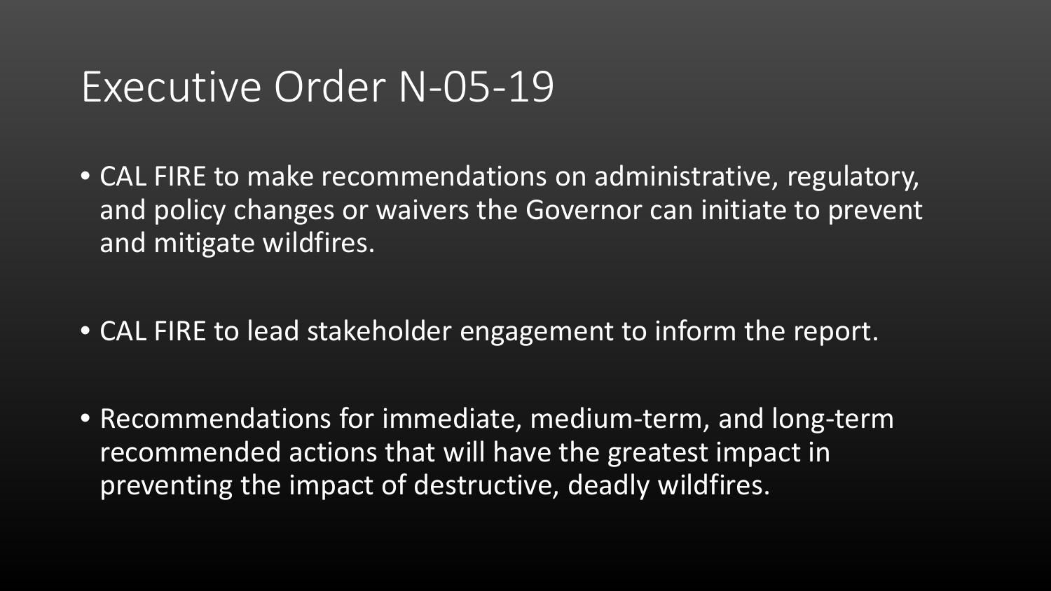# Executive Order N-05-19

- CAL FIRE to make recommendations on administrative, regulatory, and policy changes or waivers the Governor can initiate to prevent and mitigate wildfires.
- CAL FIRE to lead stakeholder engagement to inform the report.
- Recommendations for immediate, medium-term, and long-term recommended actions that will have the greatest impact in preventing the impact of destructive, deadly wildfires.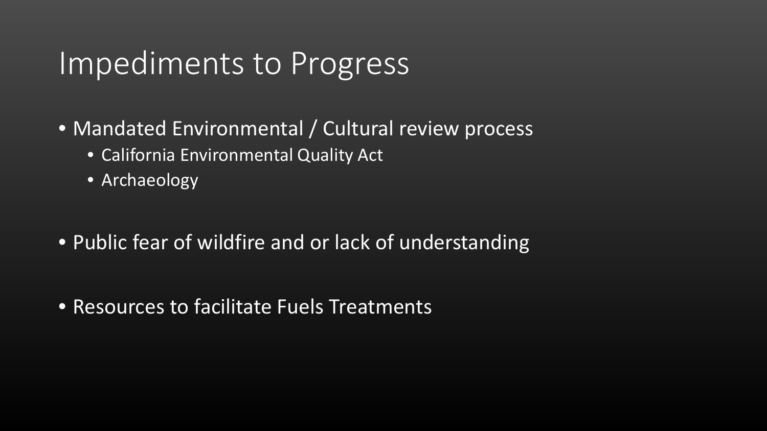# Impediments to Progress

- Mandated Environmental / Cultural review process
  - California Environmental Quality Act
  - Archaeology
- Public fear of wildfire and or lack of understanding
- Resources to facilitate Fuels Treatments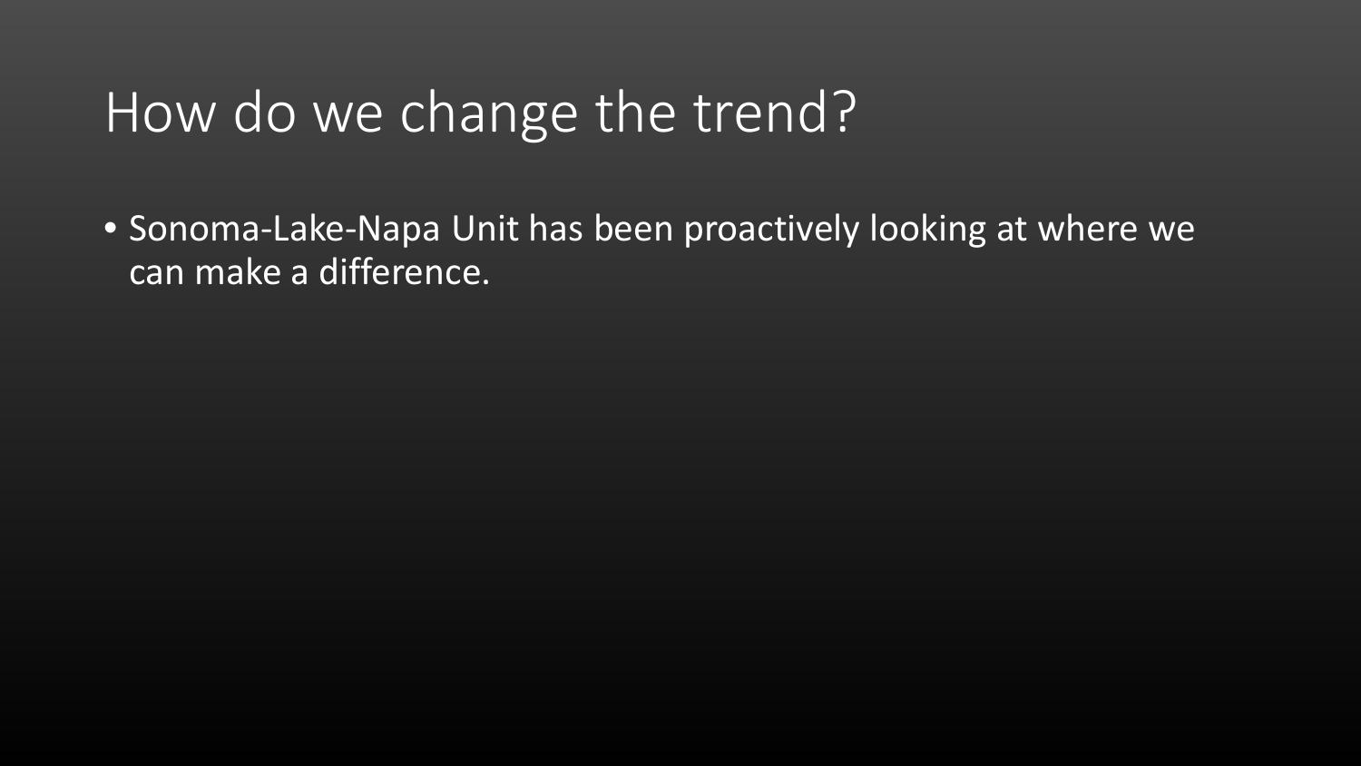# How do we change the trend?

- Sonoma-Lake-Napa Unit has been proactively looking at where we can make a difference.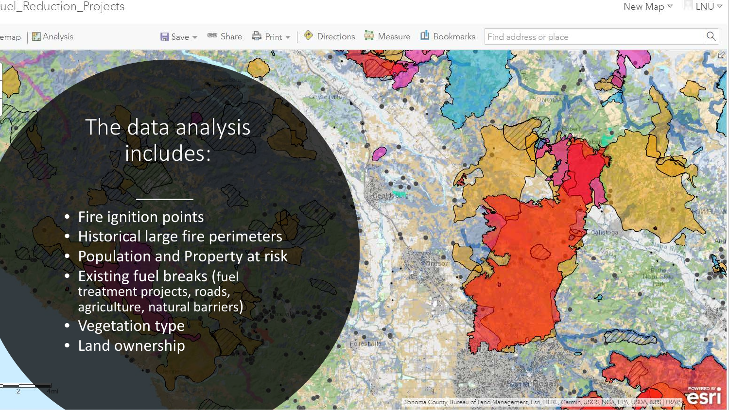# The data analysis includes:

- Fire ignition points
- Historical large fire perimeters
- Population and Property at risk
- Existing fuel breaks (fuel treatment projects, roads, agriculture, natural barriers)
- Vegetation type
- Land ownership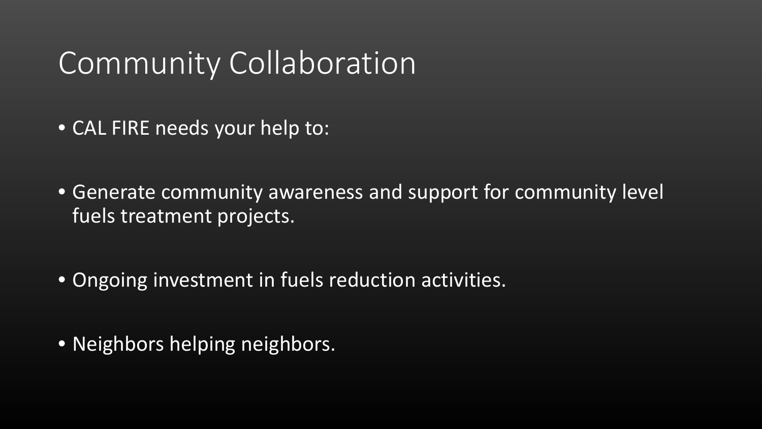# Community Collaboration

- CAL FIRE needs your help to:
- Generate community awareness and support for community level fuels treatment projects.
- Ongoing investment in fuels reduction activities.
- Neighbors helping neighbors.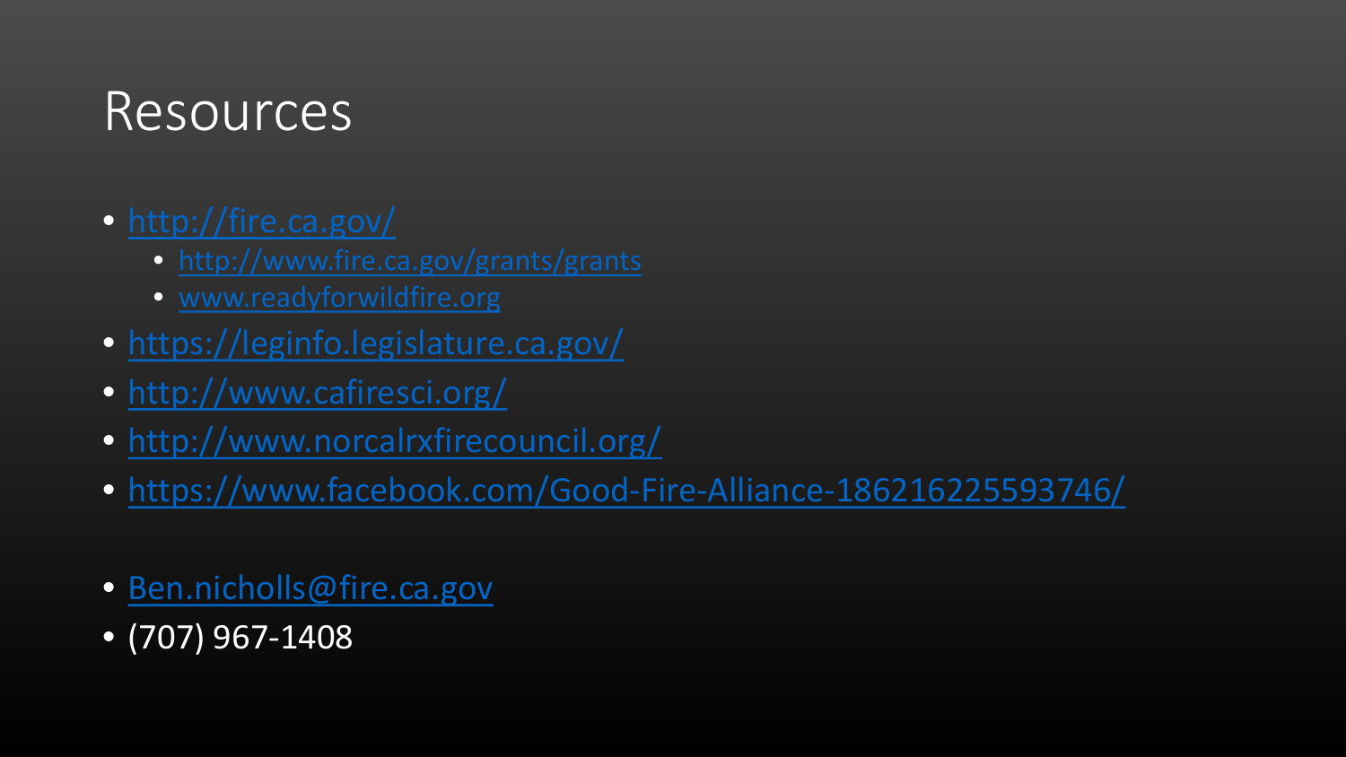# Resources

- http://fire.ca.gov/
  - http://www.fire.ca.gov/grants/grants
  - www.readyforwildfire.org
- https://leginfo.legislature.ca.gov/
- http://www.cafiresci.org/
- http://www.norcalrxfirecouncil.org/
- https://www.facebook.com/Good-Fire-Alliance-186216225593746/

- Ben.nicholls@fire.ca.gov
- (707) 967-1408